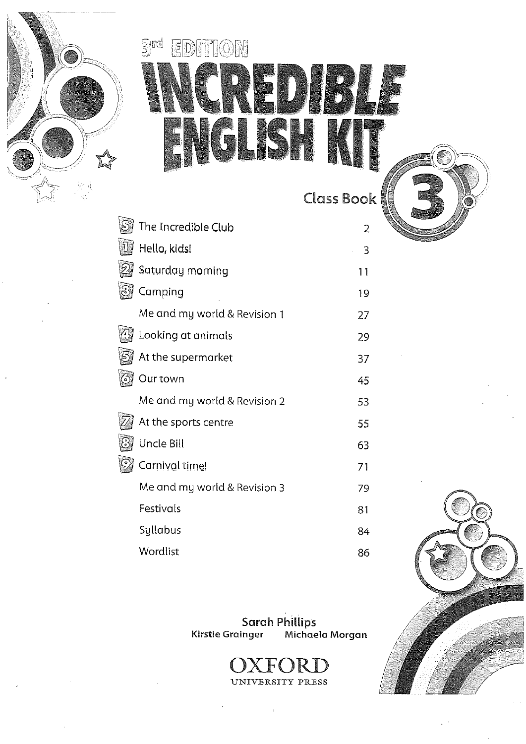3rd EDITION

# INCREDIBLE ENGLISH KIT

## Class Book 3

| | | |
|---|---|---|
| S | The Incredible Club | 2 |
| 1 | Hello, kids! | 3 |
| 2 | Saturday morning | 11 |
| 3 | Camping | 19 |
| | Me and my world & Revision 1 | 27 |
| 4 | Looking at animals | 29 |
| 5 | At the supermarket | 37 |
| 6 | Our town | 45 |
| | Me and my world & Revision 2 | 53 |
| 7 | At the sports centre | 55 |
| 8 | Uncle Bill | 63 |
| 9 | Carnival time! | 71 |
| | Me and my world & Revision 3 | 79 |
| | Festivals | 81 |
| | Syllabus | 84 |
| | Wordlist | 86 |

**Sarah Phillips**
**Kirstie Grainger** **Michaela Morgan**

OXFORD
UNIVERSITY PRESS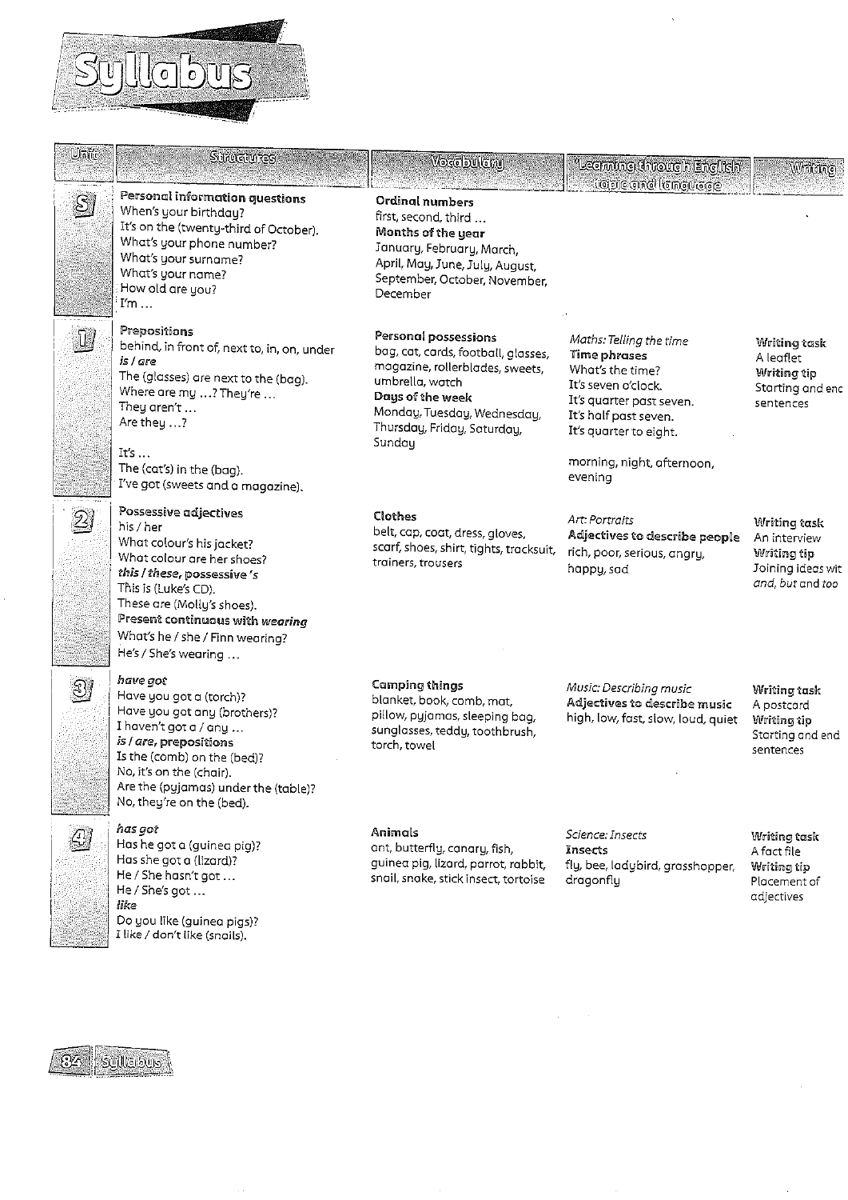# Syllabus

| Unit | Structures | Vocabulary | Learning through English topic and language | Writing |
| --- | --- | --- | --- | --- |
| S | **Personal information questions**<br>When's your birthday?<br>It's on the (twenty-third of October).<br>What's your phone number?<br>What's your surname?<br>What's your name?<br>How old are you?<br>I'm … | **Ordinal numbers**<br>first, second, third …<br>**Months of the year**<br>January, February, March, April, May, June, July, August, September, October, November, December | | |
| 1 | **Prepositions**<br>behind, in front of, next to, in, on, under<br>***is / are***<br>The (glasses) are next to the (bag).<br>Where are my …? They're …<br>They aren't …<br>Are they …?<br><br>It's …<br>The (cat's) in the (bag).<br>I've got (sweets and a magazine). | **Personal possessions**<br>bag, cat, cards, football, glasses, magazine, rollerblades, sweets, umbrella, watch<br>**Days of the week**<br>Monday, Tuesday, Wednesday, Thursday, Friday, Saturday, Sunday | *Maths: Telling the time*<br>**Time phrases**<br>What's the time?<br>It's seven o'clock.<br>It's quarter past seven.<br>It's half past seven.<br>It's quarter to eight.<br><br>morning, night, afternoon, evening | **Writing task**<br>A leaflet<br>**Writing tip**<br>Starting and end sentences |
| 2 | **Possessive adjectives**<br>his / her<br>What colour's his jacket?<br>What colour are her shoes?<br>***this / these*, possessive *'s***<br>This is (Luke's CD).<br>These are (Molly's shoes).<br>**Present continuous with *wearing***<br>What's he / she / Finn wearing?<br>He's / She's wearing … | **Clothes**<br>belt, cap, coat, dress, gloves, scarf, shoes, shirt, tights, tracksuit, trainers, trousers | *Art: Portraits*<br>**Adjectives to describe people**<br>rich, poor, serious, angry, happy, sad | **Writing task**<br>An interview<br>**Writing tip**<br>Joining ideas wit *and, but* and *too* |
| 3 | ***have got***<br>Have you got a (torch)?<br>Have you got any (brothers)?<br>I haven't got a / any …<br>***is / are*, prepositions**<br>Is the (comb) on the (bed)?<br>No, it's on the (chair).<br>Are the (pyjamas) under the (table)?<br>No, they're on the (bed). | **Camping things**<br>blanket, book, comb, mat, pillow, pyjamas, sleeping bag, sunglasses, teddy, toothbrush, torch, towel | *Music: Describing music*<br>**Adjectives to describe music**<br>high, low, fast, slow, loud, quiet | **Writing task**<br>A postcard<br>**Writing tip**<br>Starting and end sentences |
| 4 | ***has got***<br>Has he got a (guinea pig)?<br>Has she got a (lizard)?<br>He / She hasn't got …<br>He / She's got …<br>***like***<br>Do you like (guinea pigs)?<br>I like / don't like (snails). | **Animals**<br>ant, butterfly, canary, fish, guinea pig, lizard, parrot, rabbit, snail, snake, stick insect, tortoise | *Science: Insects*<br>**Insects**<br>fly, bee, ladybird, grasshopper, dragonfly | **Writing task**<br>A fact file<br>**Writing tip**<br>Placement of adjectives |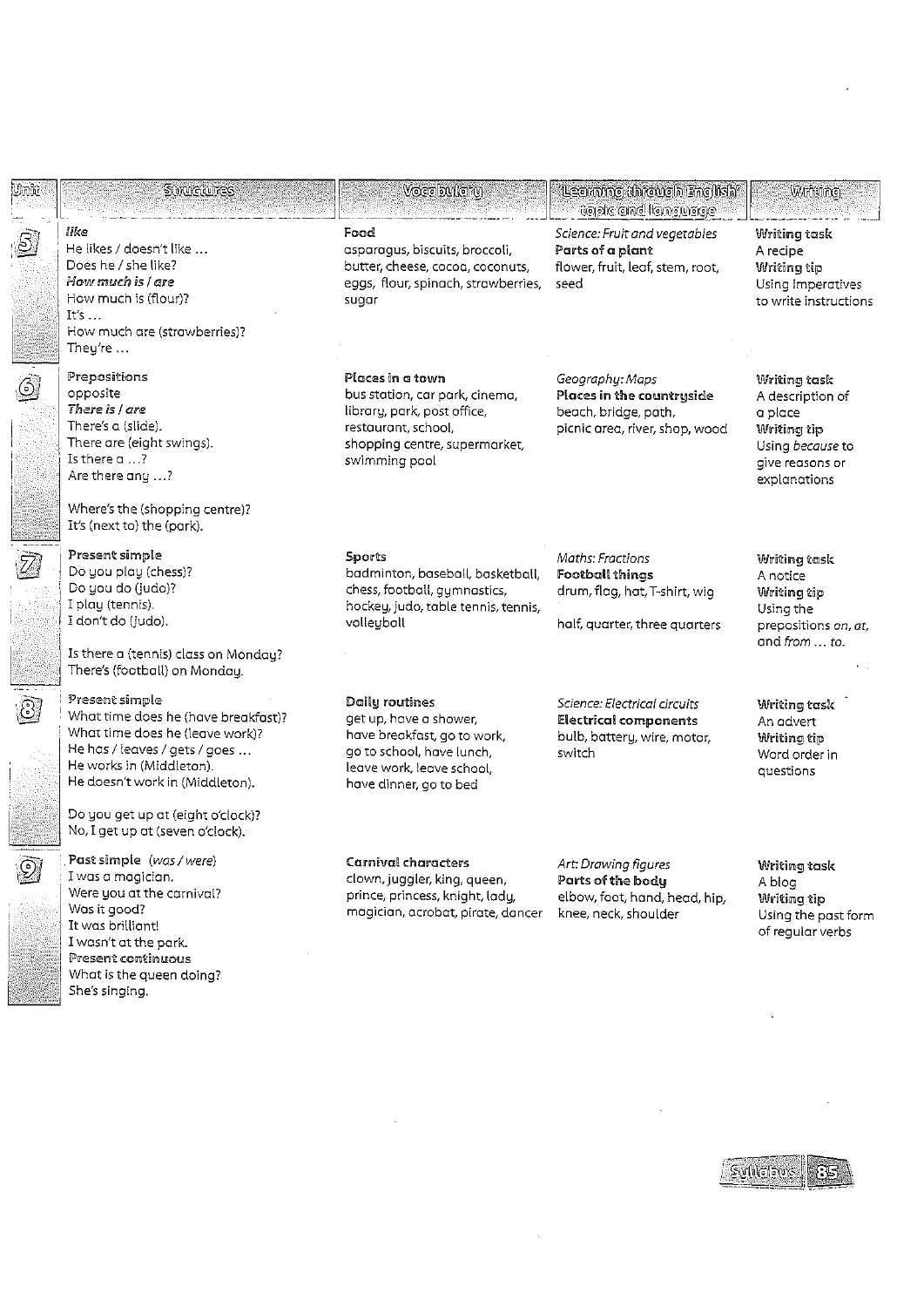| Unit | Structures | Vocabulary | Learning through English: topic and language | Writing |
|---|---|---|---|---|
| 5 | ***like***<br>He likes / doesn't like …<br>Does he / she like?<br>***How much is / are***<br>How much is (flour)?<br>It's …<br>How much are (strawberries)?<br>They're … | **Food**<br>asparagus, biscuits, broccoli, butter, cheese, cocoa, coconuts, eggs, flour, spinach, strawberries, sugar | *Science: Fruit and vegetables*<br>**Parts of a plant**<br>flower, fruit, leaf, stem, root, seed | **Writing task**<br>A recipe<br>**Writing tip**<br>Using imperatives to write instructions |
| 6 | **Prepositions**<br>opposite<br>***There is / are***<br>There's a (slide).<br>There are (eight swings).<br>Is there a …?<br>Are there any …?<br><br>Where's the (shopping centre)?<br>It's (next to) the (park). | **Places in a town**<br>bus station, car park, cinema, library, park, post office, restaurant, school, shopping centre, supermarket, swimming pool | *Geography: Maps*<br>**Places in the countryside**<br>beach, bridge, path, picnic area, river, shop, wood | **Writing task**<br>A description of a place<br>**Writing tip**<br>Using *because* to give reasons or explanations |
| 7 | **Present simple**<br>Do you play (chess)?<br>Do you do (judo)?<br>I play (tennis).<br>I don't do (judo).<br><br>Is there a (tennis) class on Monday?<br>There's (football) on Monday. | **Sports**<br>badminton, baseball, basketball, chess, football, gymnastics, hockey, judo, table tennis, tennis, volleyball | *Maths: Fractions*<br>**Football things**<br>drum, flag, hat, T-shirt, wig<br><br>half, quarter, three quarters | **Writing task**<br>A notice<br>**Writing tip**<br>Using the prepositions *on*, *at*, and *from … to*. |
| 8 | **Present simple**<br>What time does he (have breakfast)?<br>What time does he (leave work)?<br>He has / leaves / gets / goes …<br>He works in (Middleton).<br>He doesn't work in (Middleton).<br><br>Do you get up at (eight o'clock)?<br>No, I get up at (seven o'clock). | **Daily routines**<br>get up, have a shower, have breakfast, go to work, go to school, have lunch, leave work, leave school, have dinner, go to bed | *Science: Electrical circuits*<br>**Electrical components**<br>bulb, battery, wire, motor, switch | **Writing task**<br>An advert<br>**Writing tip**<br>Word order in questions |
| 9 | **Past simple** (*was / were*)<br>I was a magician.<br>Were you at the carnival?<br>Was it good?<br>It was brilliant!<br>I wasn't at the park.<br>**Present continuous**<br>What is the queen doing?<br>She's singing. | **Carnival characters**<br>clown, juggler, king, queen, prince, princess, knight, lady, magician, acrobat, pirate, dancer | *Art: Drawing figures*<br>**Parts of the body**<br>elbow, foot, hand, head, hip, knee, neck, shoulder | **Writing task**<br>A blog<br>**Writing tip**<br>Using the past form of regular verbs |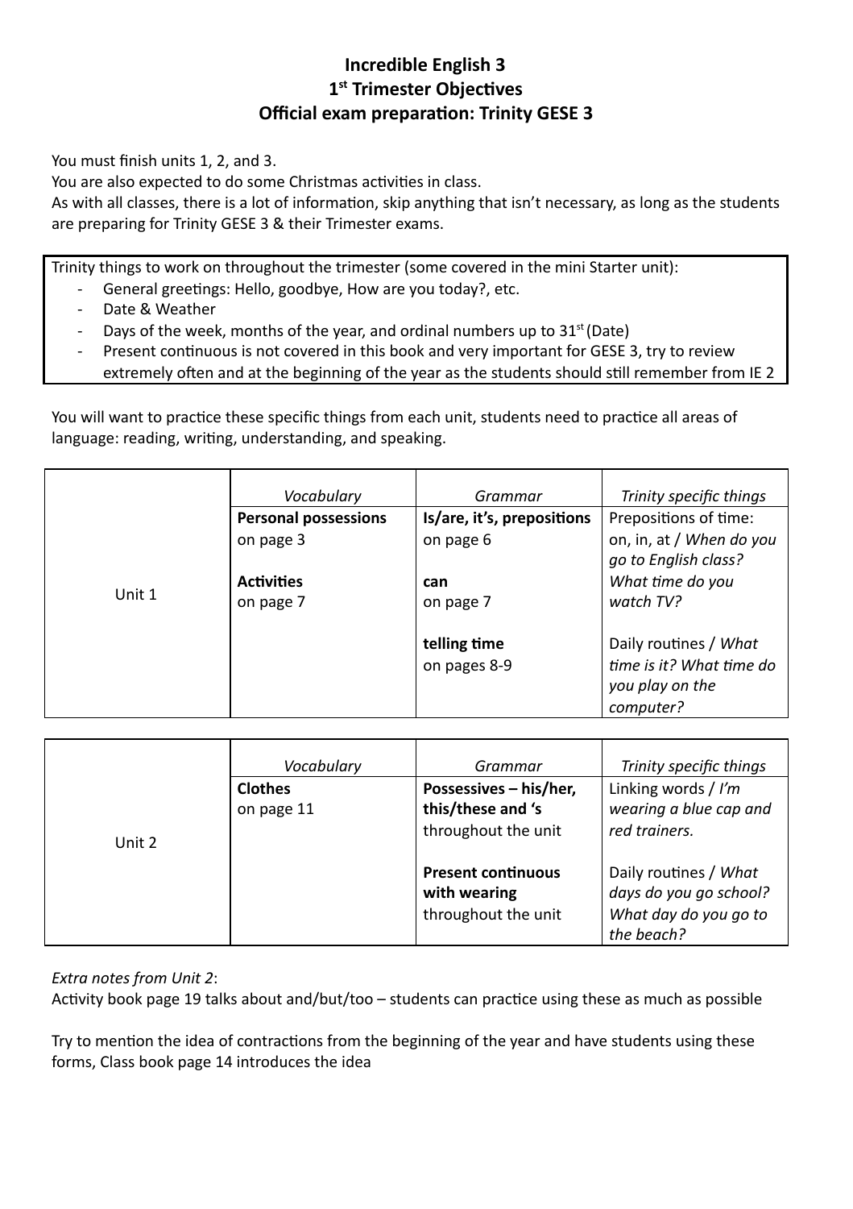# Incredible English 3
## 1st Trimester Objectives
## Official exam preparation: Trinity GESE 3

You must finish units 1, 2, and 3.
You are also expected to do some Christmas activities in class.
As with all classes, there is a lot of information, skip anything that isn't necessary, as long as the students are preparing for Trinity GESE 3 & their Trimester exams.

Trinity things to work on throughout the trimester (some covered in the mini Starter unit):

- General greetings: Hello, goodbye, How are you today?, etc.
- Date & Weather
- Days of the week, months of the year, and ordinal numbers up to 31st (Date)
- Present continuous is not covered in this book and very important for GESE 3, try to review extremely often and at the beginning of the year as the students should still remember from IE 2

You will want to practice these specific things from each unit, students need to practice all areas of language: reading, writing, understanding, and speaking.

| | *Vocabulary* | *Grammar* | *Trinity specific things* |
|---|---|---|---|
| Unit 1 | **Personal possessions** on page 3<br><br>**Activities** on page 7 | **Is/are, it's, prepositions** on page 6<br><br>**can** on page 7<br><br>**telling time** on pages 8-9 | Prepositions of time: on, in, at / *When do you go to English class? What time do you watch TV?*<br><br>Daily routines / *What time is it? What time do you play on the computer?* |

| | *Vocabulary* | *Grammar* | *Trinity specific things* |
|---|---|---|---|
| Unit 2 | **Clothes** on page 11 | **Possessives – his/her, this/these and 's** throughout the unit<br><br>**Present continuous with wearing** throughout the unit | Linking words / *I'm wearing a blue cap and red trainers.*<br><br>Daily routines / *What days do you go school? What day do you go to the beach?* |

*Extra notes from Unit 2*:
Activity book page 19 talks about and/but/too – students can practice using these as much as possible

Try to mention the idea of contractions from the beginning of the year and have students using these forms, Class book page 14 introduces the idea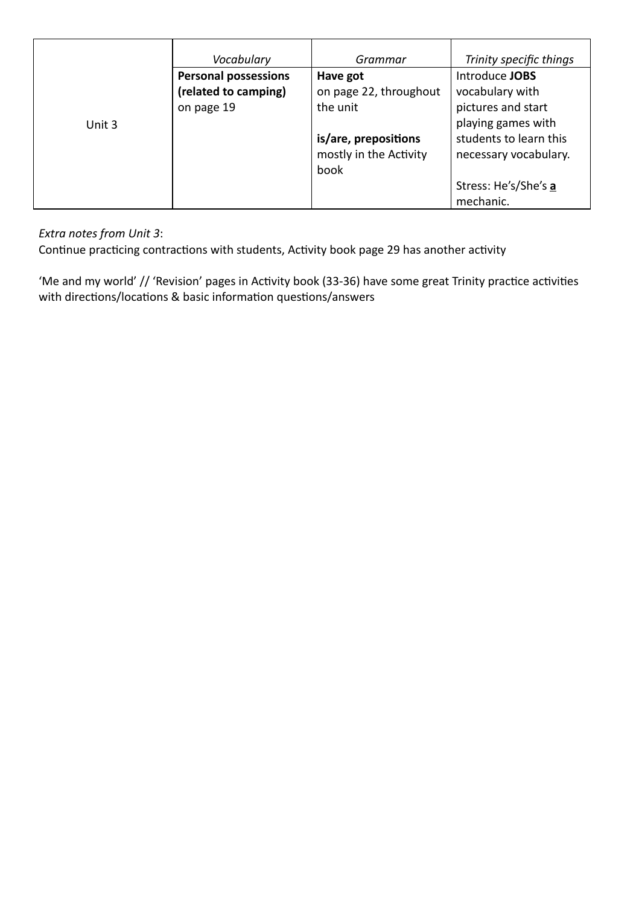| | *Vocabulary* | *Grammar* | *Trinity specific things* |
|---|---|---|---|
| Unit 3 | **Personal possessions (related to camping)** on page 19 | **Have got** on page 22, throughout the unit<br><br>**is/are, prepositions** mostly in the Activity book | Introduce **JOBS** vocabulary with pictures and start playing games with students to learn this necessary vocabulary.<br><br>Stress: He's/She's <u>**a**</u> mechanic. |

*Extra notes from Unit 3*:
Continue practicing contractions with students, Activity book page 29 has another activity

'Me and my world' // 'Revision' pages in Activity book (33-36) have some great Trinity practice activities with directions/locations & basic information questions/answers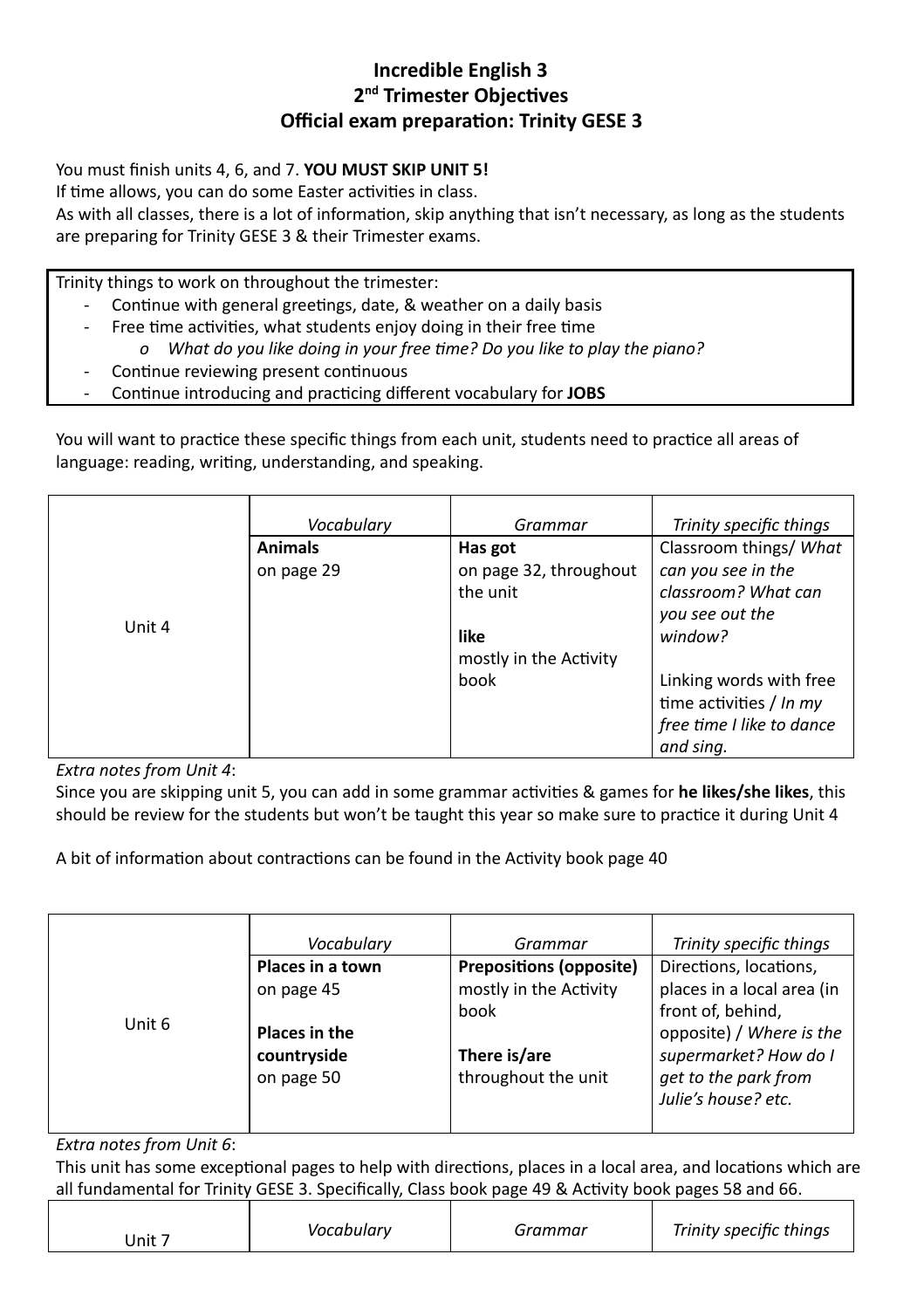# Incredible English 3
## 2nd Trimester Objectives
## Official exam preparation: Trinity GESE 3

You must finish units 4, 6, and 7. **YOU MUST SKIP UNIT 5!**
If time allows, you can do some Easter activities in class.
As with all classes, there is a lot of information, skip anything that isn't necessary, as long as the students are preparing for Trinity GESE 3 & their Trimester exams.

Trinity things to work on throughout the trimester:

- Continue with general greetings, date, & weather on a daily basis
- Free time activities, what students enjoy doing in their free time
  - *What do you like doing in your free time? Do you like to play the piano?*
- Continue reviewing present continuous
- Continue introducing and practicing different vocabulary for **JOBS**

You will want to practice these specific things from each unit, students need to practice all areas of language: reading, writing, understanding, and speaking.

| | *Vocabulary* | *Grammar* | *Trinity specific things* |
|---|---|---|---|
| Unit 4 | **Animals** on page 29 | **Has got** on page 32, throughout the unit<br><br>**like** mostly in the Activity book | Classroom things/ *What can you see in the classroom? What can you see out the window?*<br><br>Linking words with free time activities / *In my free time I like to dance and sing.* |

*Extra notes from Unit 4*:
Since you are skipping unit 5, you can add in some grammar activities & games for **he likes/she likes**, this should be review for the students but won't be taught this year so make sure to practice it during Unit 4

A bit of information about contractions can be found in the Activity book page 40

| | *Vocabulary* | *Grammar* | *Trinity specific things* |
|---|---|---|---|
| Unit 6 | **Places in a town** on page 45<br><br>**Places in the countryside** on page 50 | **Prepositions (opposite)** mostly in the Activity book<br><br>**There is/are** throughout the unit | Directions, locations, places in a local area (in front of, behind, opposite) / *Where is the supermarket? How do I get to the park from Julie's house? etc.* |

*Extra notes from Unit 6*:
This unit has some exceptional pages to help with directions, places in a local area, and locations which are all fundamental for Trinity GESE 3. Specifically, Class book page 49 & Activity book pages 58 and 66.

| Unit 7 | *Vocabulary* | *Grammar* | *Trinity specific things* |
|---|---|---|---|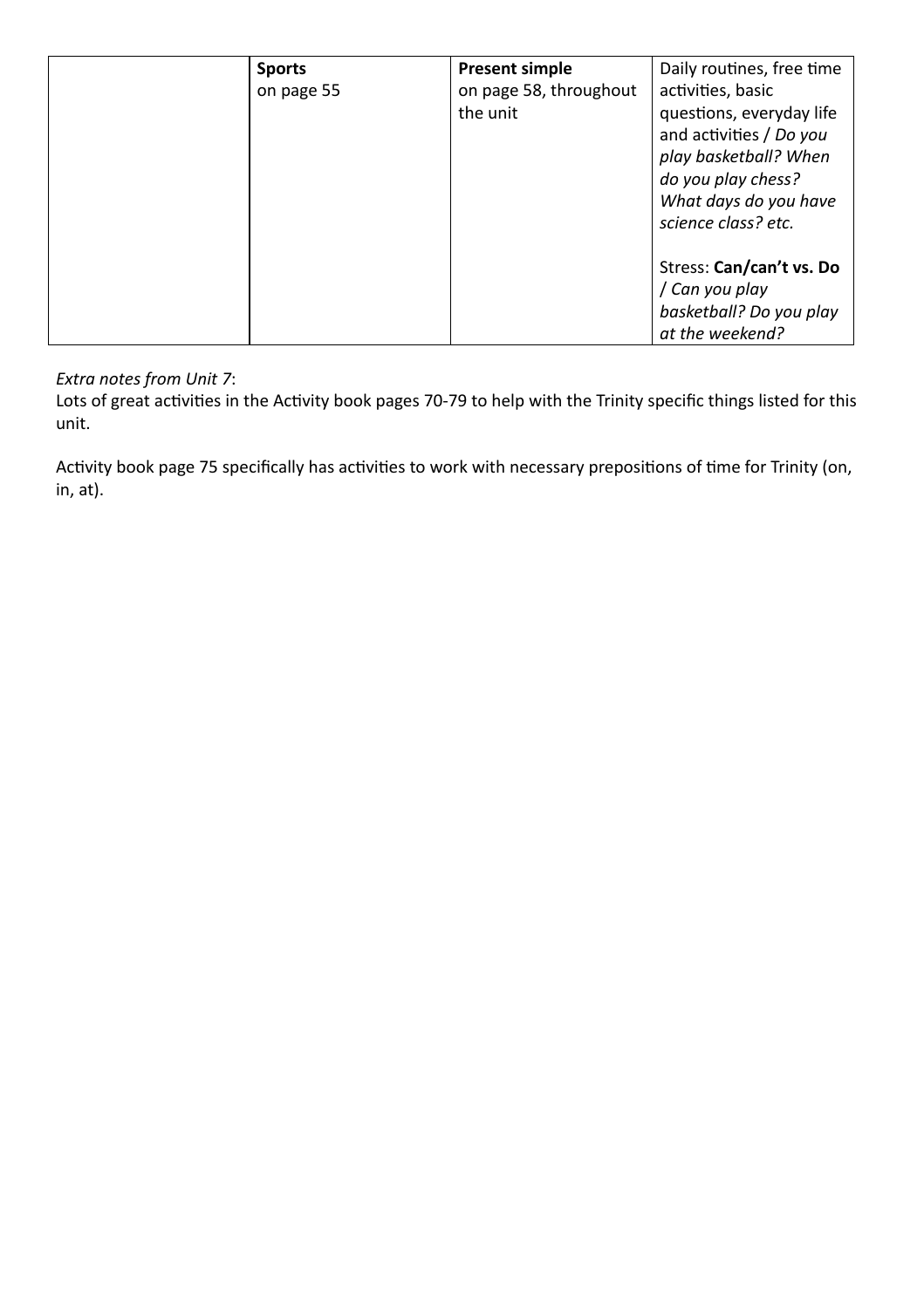|  | **Sports**<br>on page 55 | **Present simple**<br>on page 58, throughout the unit | Daily routines, free time activities, basic questions, everyday life and activities / *Do you play basketball? When do you play chess? What days do you have science class? etc.*<br><br>Stress: **Can/can't vs. Do** / *Can you play basketball? Do you play at the weekend?* |
|---|---|---|---|

*Extra notes from Unit 7*:
Lots of great activities in the Activity book pages 70-79 to help with the Trinity specific things listed for this unit.

Activity book page 75 specifically has activities to work with necessary prepositions of time for Trinity (on, in, at).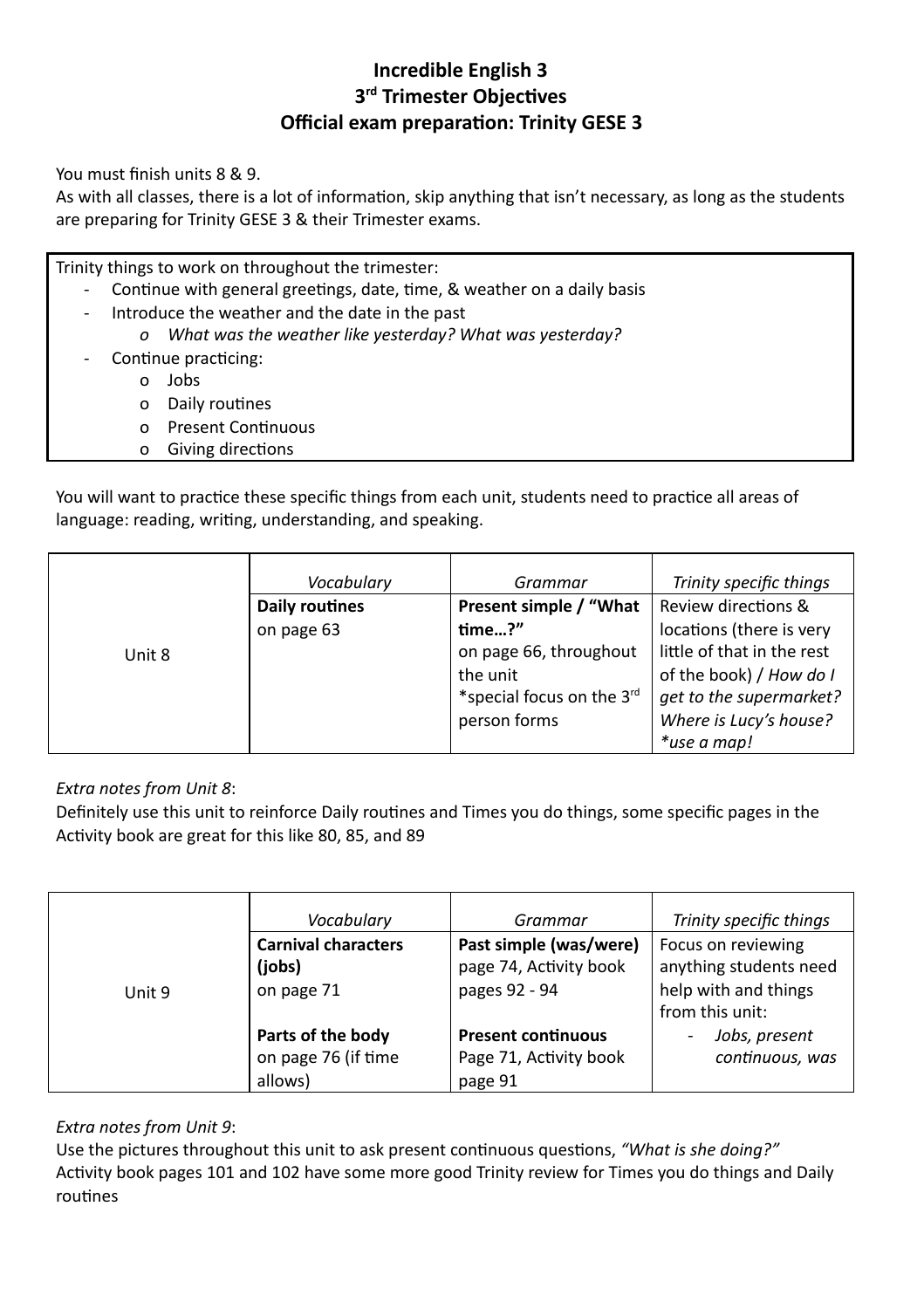# Incredible English 3
## 3rd Trimester Objectives
## Official exam preparation: Trinity GESE 3

You must finish units 8 & 9.
As with all classes, there is a lot of information, skip anything that isn't necessary, as long as the students are preparing for Trinity GESE 3 & their Trimester exams.

Trinity things to work on throughout the trimester:

- Continue with general greetings, date, time, & weather on a daily basis
- Introduce the weather and the date in the past
    - *What was the weather like yesterday? What was yesterday?*
- Continue practicing:
    - Jobs
    - Daily routines
    - Present Continuous
    - Giving directions

You will want to practice these specific things from each unit, students need to practice all areas of language: reading, writing, understanding, and speaking.

| | *Vocabulary* | *Grammar* | *Trinity specific things* |
|---|---|---|---|
| Unit 8 | **Daily routines** on page 63 | **Present simple / "What time…?"** on page 66, throughout the unit *special focus on the 3rd person forms | Review directions & locations (there is very little of that in the rest of the book) / *How do I get to the supermarket? Where is Lucy's house? *use a map!* |

*Extra notes from Unit 8*:
Definitely use this unit to reinforce Daily routines and Times you do things, some specific pages in the Activity book are great for this like 80, 85, and 89

| | *Vocabulary* | *Grammar* | *Trinity specific things* |
|---|---|---|---|
| Unit 9 | **Carnival characters (jobs)** on page 71<br><br>**Parts of the body** on page 76 (if time allows) | **Past simple (was/were)** page 74, Activity book pages 92 - 94<br><br>**Present continuous** Page 71, Activity book page 91 | Focus on reviewing anything students need help with and things from this unit:<br>- *Jobs, present continuous, was* |

*Extra notes from Unit 9*:
Use the pictures throughout this unit to ask present continuous questions, *"What is she doing?"*
Activity book pages 101 and 102 have some more good Trinity review for Times you do things and Daily routines